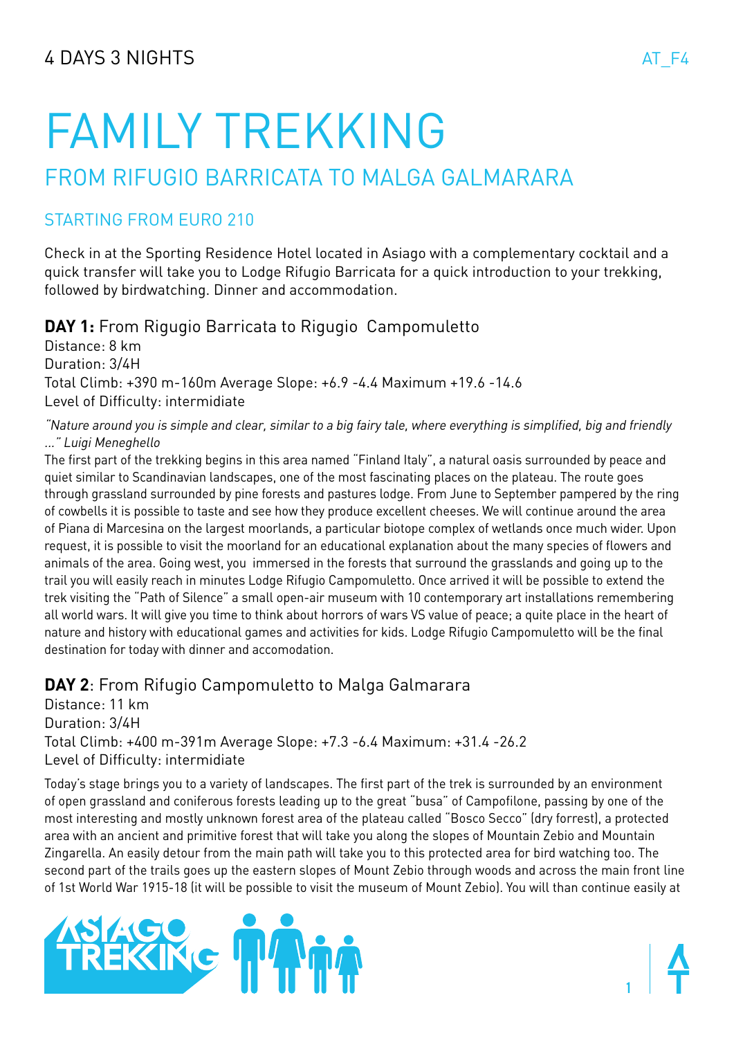4 DAYS 3 NIGHTS

AT_F4

# FAMILY TREKKING

## FROM RIFUGIO BARRICATA TO MALGA GALMARARA

### STARTING FROM EURO 210

Check in at the Sporting Residence Hotel located in Asiago with a complementary cocktail and a quick transfer will take you to Lodge Rifugio Barricata for a quick introduction to your trekking, followed by birdwatching. Dinner and accommodation.

### **DAY 1:** From Rigugio Barricata to Riguglio  Campomuletto

Distance: 8 km
Duration: 3/4H
Total Climb: +390 m-160m Average Slope: +6.9 -4.4 Maximum +19.6 -14.6
Level of Difficulty: intermidiate

*"Nature around you is simple and clear, similar to a big fairy tale, where everything is simplified, big and friendly ..." Luigi Meneghello*

The first part of the trekking begins in this area named "Finland Italy", a natural oasis surrounded by peace and quiet similar to Scandinavian landscapes, one of the most fascinating places on the plateau. The route goes through grassland surrounded by pine forests and pastures lodge. From June to September pampered by the ring of cowbells it is possible to taste and see how they produce excellent cheeses. We will continue around the area of Piana di Marcesina on the largest moorlands, a particular biotope complex of wetlands once much wider. Upon request, it is possible to visit the moorland for an educational explanation about the many species of flowers and animals of the area. Going west, you  immersed in the forests that surround the grasslands and going up to the trail you will easily reach in minutes Lodge Rifugio Campomuletto. Once arrived it will be possible to extend the trek visiting the "Path of Silence" a small open-air museum with 10 contemporary art installations remembering all world wars. It will give you time to think about horrors of wars VS value of peace; a quite place in the heart of nature and history with educational games and activities for kids. Lodge Rifugio Campomuletto will be the final destination for today with dinner and accomodation.

### **DAY 2**: From Rifugio Campomuletto to Malga Galmarara

Distance: 11 km
Duration: 3/4H
Total Climb: +400 m-391m Average Slope: +7.3 -6.4 Maximum: +31.4 -26.2
Level of Difficulty: intermidiate

Today's stage brings you to a variety of landscapes. The first part of the trek is surrounded by an environment of open grassland and coniferous forests leading up to the great "busa" of Campofilone, passing by one of the most interesting and mostly unknown forest area of the plateau called "Bosco Secco" (dry forrest), a protected area with an ancient and primitive forest that will take you along the slopes of Mountain Zebio and Mountain Zingarella. An easily detour from the main path will take you to this protected area for bird watching too. The second part of the trails goes up the eastern slopes of Mount Zebio through woods and across the main front line of 1st World War 1915-18 (it will be possible to visit the museum of Mount Zebio). You will than continue easily at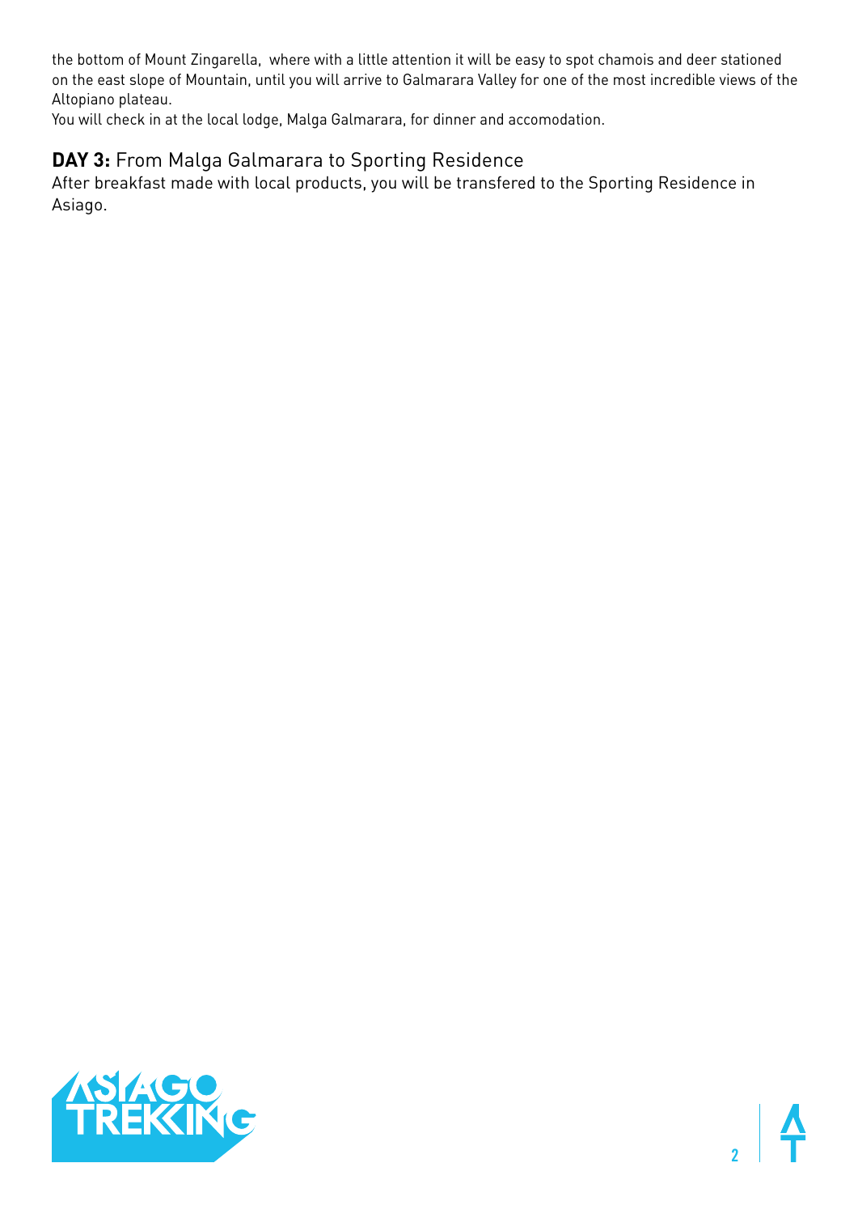the bottom of Mount Zingarella,  where with a little attention it will be easy to spot chamois and deer stationed on the east slope of Mountain, until you will arrive to Galmarara Valley for one of the most incredible views of the Altopiano plateau.
You will check in at the local lodge, Malga Galmarara, for dinner and accomodation.

## **DAY 3:** From Malga Galmarara to Sporting Residence

After breakfast made with local products, you will be transfered to the Sporting Residence in Asiago.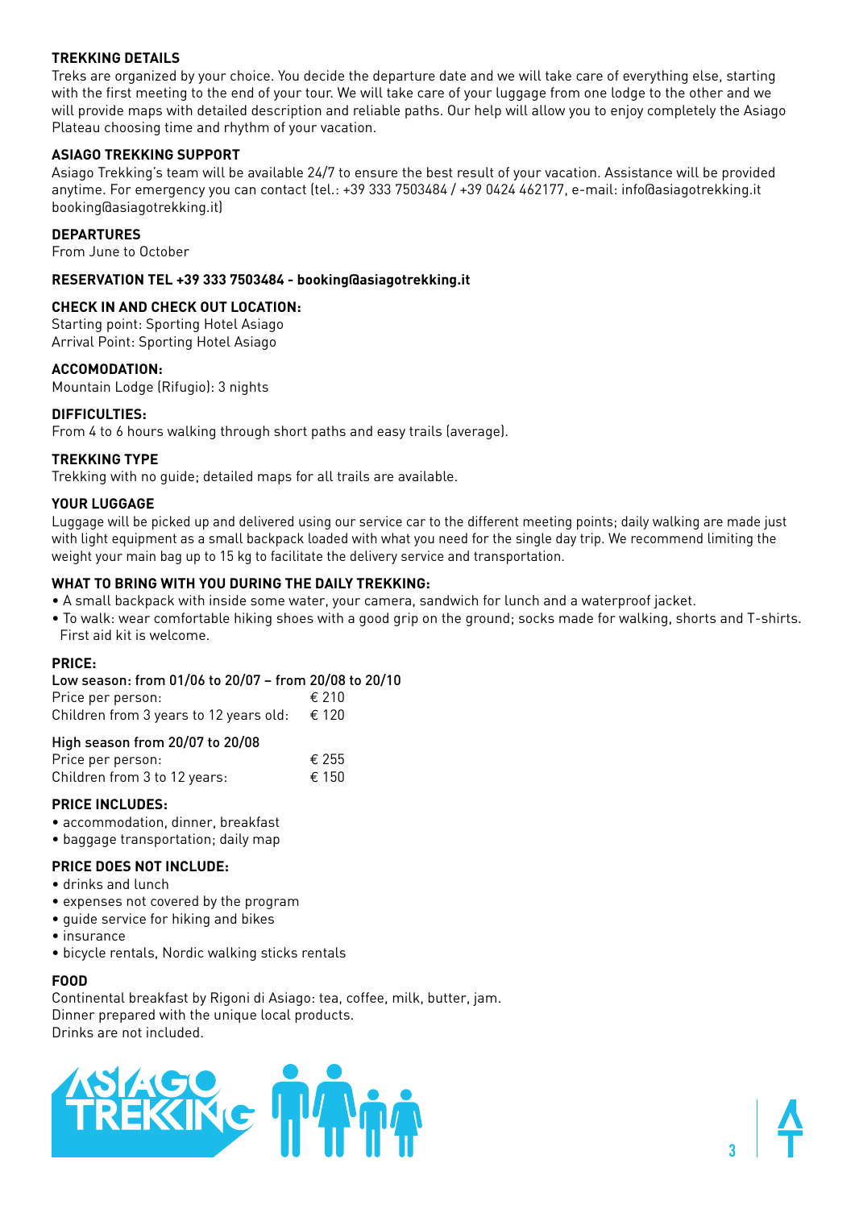## TREKKING DETAILS

Treks are organized by your choice. You decide the departure date and we will take care of everything else, starting with the first meeting to the end of your tour. We will take care of your luggage from one lodge to the other and we will provide maps with detailed description and reliable paths. Our help will allow you to enjoy completely the Asiago Plateau choosing time and rhythm of your vacation.

## ASIAGO TREKKING SUPPORT

Asiago Trekking's team will be available 24/7 to ensure the best result of your vacation. Assistance will be provided anytime. For emergency you can contact (tel.: +39 333 7503484 / +39 0424 462177, e-mail: info@asiagotrekking.it booking@asiagotrekking.it)

## DEPARTURES

From June to October

## RESERVATION TEL +39 333 7503484 - booking@asiagotrekking.it

## CHECK IN AND CHECK OUT LOCATION:

Starting point: Sporting Hotel Asiago
Arrival Point: Sporting Hotel Asiago

## ACCOMODATION:

Mountain Lodge (Rifugio): 3 nights

## DIFFICULTIES:

From 4 to 6 hours walking through short paths and easy trails (average).

## TREKKING TYPE

Trekking with no guide; detailed maps for all trails are available.

## YOUR LUGGAGE

Luggage will be picked up and delivered using our service car to the different meeting points; daily walking are made just with light equipment as a small backpack loaded with what you need for the single day trip. We recommend limiting the weight your main bag up to 15 kg to facilitate the delivery service and transportation.

## WHAT TO BRING WITH YOU DURING THE DAILY TREKKING:

- A small backpack with inside some water, your camera, sandwich for lunch and a waterproof jacket.
- To walk: wear comfortable hiking shoes with a good grip on the ground; socks made for walking, shorts and T-shirts. First aid kit is welcome.

## PRICE:

Low season: from 01/06 to 20/07 – from 20/08 to 20/10

| | |
|---|---|
| Price per person: | € 210 |
| Children from 3 years to 12 years old: | € 120 |

High season from 20/07 to 20/08

| | |
|---|---|
| Price per person: | € 255 |
| Children from 3 to 12 years: | € 150 |

## PRICE INCLUDES:

- accommodation, dinner, breakfast
- baggage transportation; daily map

## PRICE DOES NOT INCLUDE:

- drinks and lunch
- expenses not covered by the program
- guide service for hiking and bikes
- insurance
- bicycle rentals, Nordic walking sticks rentals

## FOOD

Continental breakfast by Rigoni di Asiago: tea, coffee, milk, butter, jam.
Dinner prepared with the unique local products.
Drinks are not included.